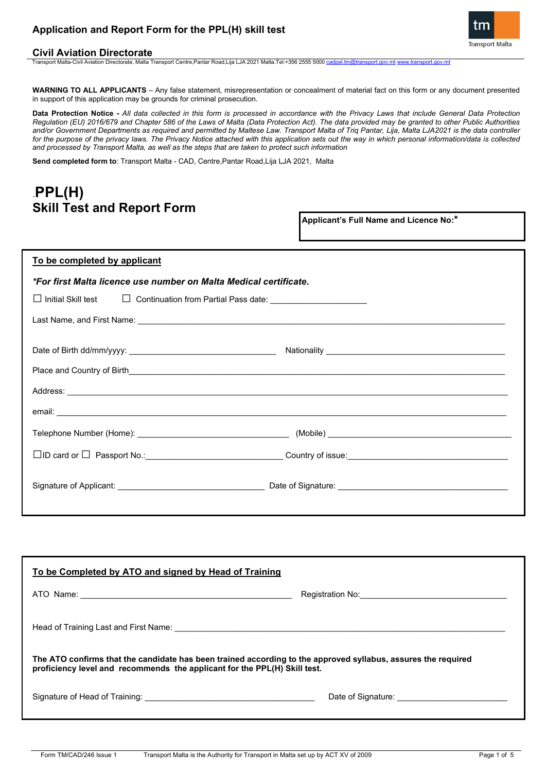## Application and Report Form for the PPL(H) skill test

### Civil Aviation Directorate

Transport Malta-Civil Aviation Directorate, Malta Transport Centre,Pantar Road,Lija LJA 2021 Malta.Tel:+356 2555 5000 cadpel.tm@transport.gov.mt www.transport.gov.mt

**WARNING TO ALL APPLICANTS** – Any false statement, misrepresentation or concealment of material fact on this form or any document presented in support of this application may be grounds for criminal prosecution.

**Data Protection Notice -** *All data collected in this form is processed in accordance with the Privacy Laws that include General Data Protection Regulation (EU) 2016/679 and Chapter 586 of the Laws of Malta (Data Protection Act). The data provided may be granted to other Public Authorities and/or Government Departments as required and permitted by Maltese Law. Transport Malta of Triq Pantar, Lija, Malta LJA2021 is the data controller for the purpose of the privacy laws. The Privacy Notice attached with this application sets out the way in which personal information/data is collected and processed by Transport Malta, as well as the steps that are taken to protect such information*

**Send completed form to**: Transport Malta - CAD, Centre,Pantar Road,Lija LJA 2021, Malta

# .PPL(H) Skill Test and Report Form

**Applicant's Full Name and Licence No:***

## To be completed by applicant

***For first Malta licence use number on Malta Medical certificate.***

☐ Initial Skill test ☐ Continuation from Partial Pass date: ____________________

Last Name, and First Name: ____________________

Date of Birth dd/mm/yyyy: ____________________ Nationality ____________________

Place and Country of Birth ____________________

Address: ____________________

email: ____________________

Telephone Number (Home): ____________________ (Mobile) ____________________

☐ID card or ☐ Passport No.: ____________________ Country of issue: ____________________

Signature of Applicant: ____________________ Date of Signature: ____________________

## To be Completed by ATO and signed by Head of Training

ATO Name: ____________________ Registration No: ____________________

Head of Training Last and First Name: ____________________

**The ATO confirms that the candidate has been trained according to the approved syllabus, assures the required proficiency level and recommends the applicant for the PPL(H) Skill test.**

Signature of Head of Training: ____________________ Date of Signature: ____________________

Form TM/CAD/246 Issue 1 Transport Malta is the Authority for Transport in Malta set up by ACT XV of 2009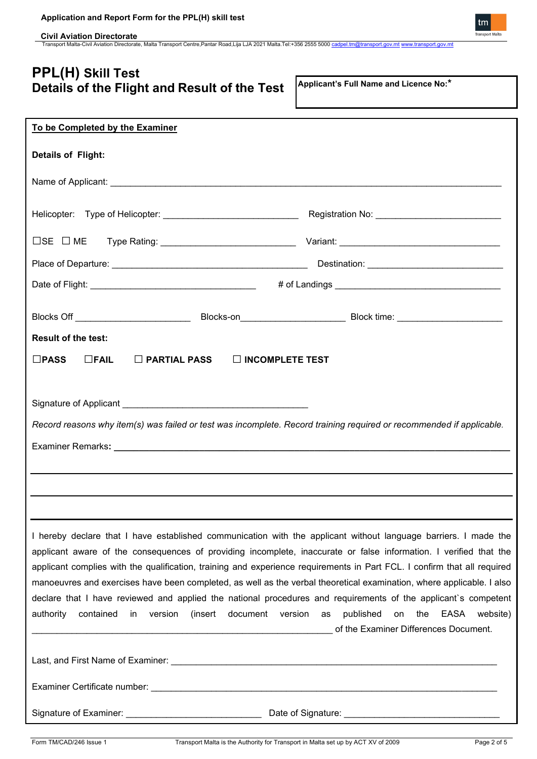# PPL(H) Skill Test
## Details of the Flight and Result of the Test

**Applicant's Full Name and Licence No:***

**To be Completed by the Examiner**

**Details of Flight:**

Name of Applicant: ____________________________________________

Helicopter: Type of Helicopter: ______________________ Registration No: ______________________

☐SE ☐ ME Type Rating: ______________________ Variant: ______________________

Place of Departure: ______________________ Destination: ______________________

Date of Flight: ______________________ # of Landings ______________________

Blocks Off ______________ Blocks-on______________ Block time: ______________

**Result of the test:**

**☐PASS ☐FAIL ☐ PARTIAL PASS ☐ INCOMPLETE TEST**

Signature of Applicant ______________________

*Record reasons why item(s) was failed or test was incomplete. Record training required or recommended if applicable.*

Examiner Remarks**:** ____________________________________________

____________________________________________

____________________________________________

____________________________________________

I hereby declare that I have established communication with the applicant without language barriers. I made the applicant aware of the consequences of providing incomplete, inaccurate or false information. I verified that the applicant complies with the qualification, training and experience requirements in Part FCL. I confirm that all required manoeuvres and exercises have been completed, as well as the verbal theoretical examination, where applicable. I also declare that I have reviewed and applied the national procedures and requirements of the applicant`s competent authority contained in version (insert document version as published on the EASA website) ______________________________ of the Examiner Differences Document.

Last, and First Name of Examiner: ____________________________________________

Examiner Certificate number: ____________________________________________

Signature of Examiner: ______________________ Date of Signature: ______________________

Form TM/CAD/246 Issue 1 Transport Malta is the Authority for Transport in Malta set up by ACT XV of 2009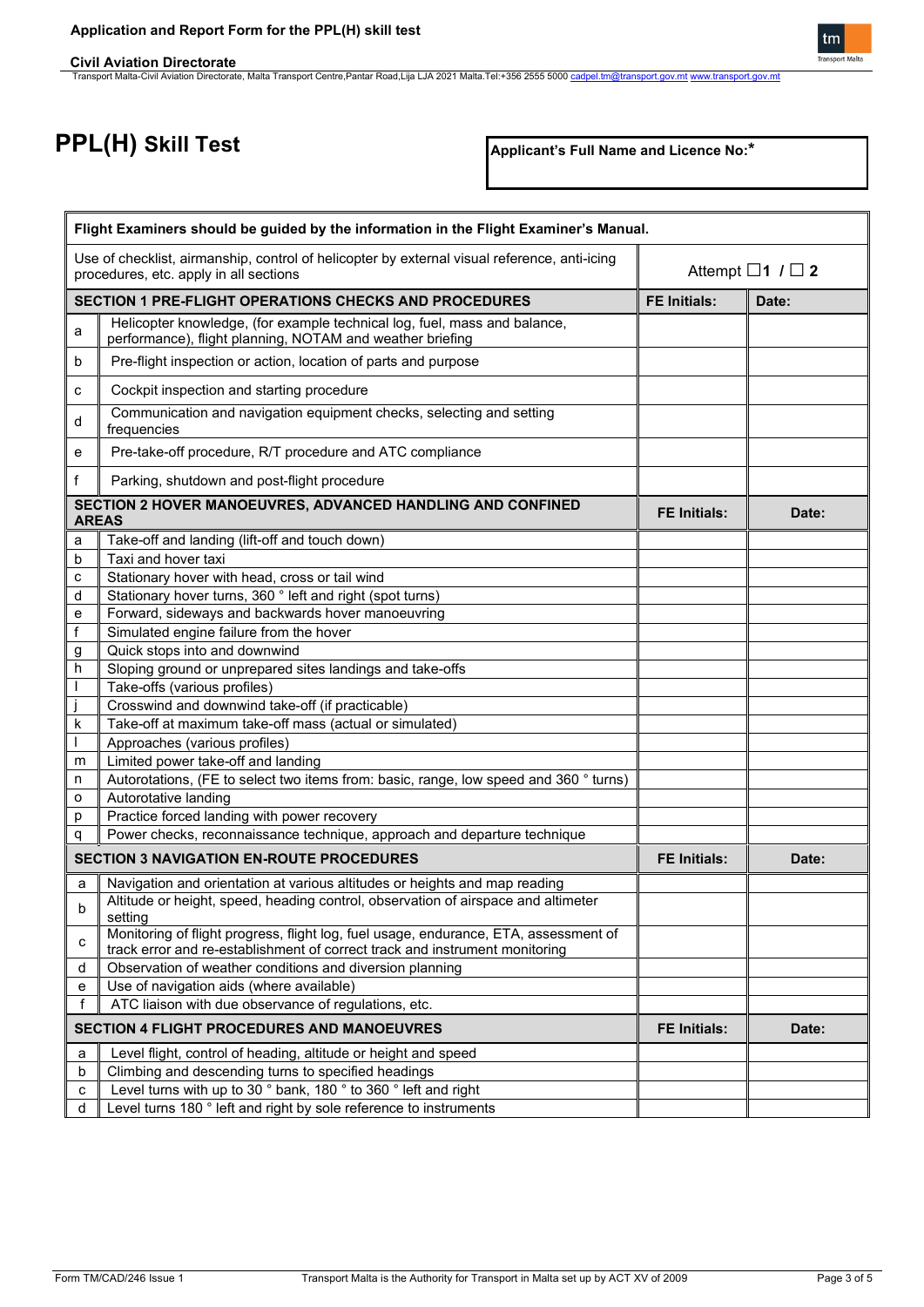# PPL(H) Skill Test

**Applicant's Full Name and Licence No:***

| Flight Examiners should be guided by the information in the Flight Examiner's Manual. | | | |
|---|---|---|---|
| Use of checklist, airmanship, control of helicopter by external visual reference, anti-icing procedures, etc. apply in all sections | | Attempt ☐**1** / ☐ **2** | |
| **SECTION 1 PRE-FLIGHT OPERATIONS CHECKS AND PROCEDURES** | | **FE Initials:** | **Date:** |
| a | Helicopter knowledge, (for example technical log, fuel, mass and balance, performance), flight planning, NOTAM and weather briefing | | |
| b | Pre-flight inspection or action, location of parts and purpose | | |
| c | Cockpit inspection and starting procedure | | |
| d | Communication and navigation equipment checks, selecting and setting frequencies | | |
| e | Pre-take-off procedure, R/T procedure and ATC compliance | | |
| f | Parking, shutdown and post-flight procedure | | |
| **SECTION 2 HOVER MANOEUVRES, ADVANCED HANDLING AND CONFINED AREAS** | | **FE Initials:** | **Date:** |
| a | Take-off and landing (lift-off and touch down) | | |
| b | Taxi and hover taxi | | |
| c | Stationary hover with head, cross or tail wind | | |
| d | Stationary hover turns, 360 ° left and right (spot turns) | | |
| e | Forward, sideways and backwards hover manoeuvring | | |
| f | Simulated engine failure from the hover | | |
| g | Quick stops into and downwind | | |
| h | Sloping ground or unprepared sites landings and take-offs | | |
| I | Take-offs (various profiles) | | |
| j | Crosswind and downwind take-off (if practicable) | | |
| k | Take-off at maximum take-off mass (actual or simulated) | | |
| l | Approaches (various profiles) | | |
| m | Limited power take-off and landing | | |
| n | Autorotations, (FE to select two items from: basic, range, low speed and 360 ° turns) | | |
| o | Autorotative landing | | |
| p | Practice forced landing with power recovery | | |
| q | Power checks, reconnaissance technique, approach and departure technique | | |
| **SECTION 3 NAVIGATION EN-ROUTE PROCEDURES** | | **FE Initials:** | **Date:** |
| a | Navigation and orientation at various altitudes or heights and map reading | | |
| b | Altitude or height, speed, heading control, observation of airspace and altimeter setting | | |
| c | Monitoring of flight progress, flight log, fuel usage, endurance, ETA, assessment of track error and re-establishment of correct track and instrument monitoring | | |
| d | Observation of weather conditions and diversion planning | | |
| e | Use of navigation aids (where available) | | |
| f | ATC liaison with due observance of regulations, etc. | | |
| **SECTION 4 FLIGHT PROCEDURES AND MANOEUVRES** | | **FE Initials:** | **Date:** |
| a | Level flight, control of heading, altitude or height and speed | | |
| b | Climbing and descending turns to specified headings | | |
| c | Level turns with up to 30 ° bank, 180 ° to 360 ° left and right | | |
| d | Level turns 180 ° left and right by sole reference to instruments | | |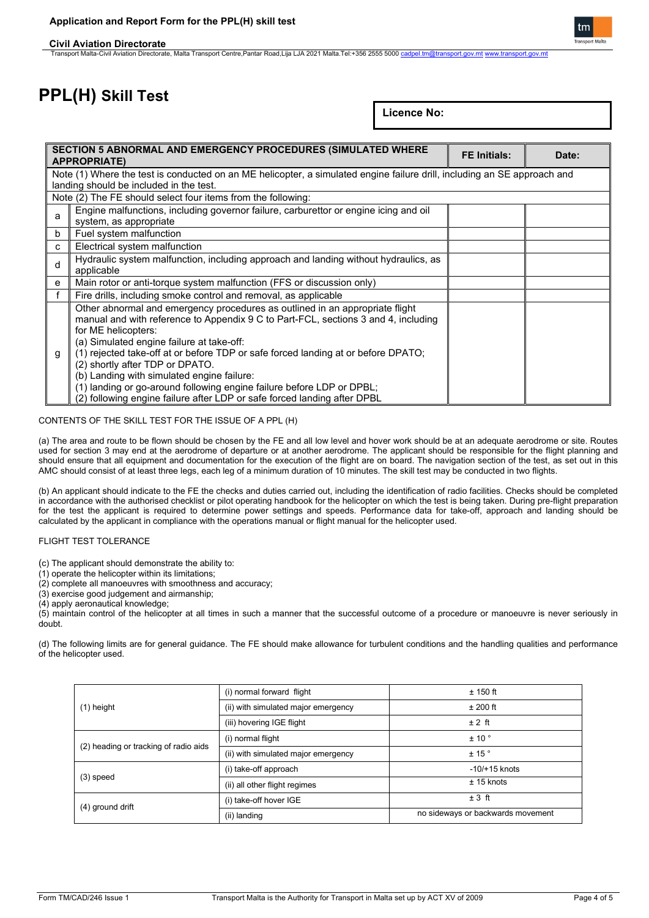# PPL(H) Skill Test

**Licence No:**

| | SECTION 5 ABNORMAL AND EMERGENCY PROCEDURES (SIMULATED WHERE APPROPRIATE) | FE Initials: | Date: |
|---|---|---|---|
| | Note (1) Where the test is conducted on an ME helicopter, a simulated engine failure drill, including an SE approach and landing should be included in the test. | | |
| | Note (2) The FE should select four items from the following: | | |
| a | Engine malfunctions, including governor failure, carburettor or engine icing and oil system, as appropriate | | |
| b | Fuel system malfunction | | |
| c | Electrical system malfunction | | |
| d | Hydraulic system malfunction, including approach and landing without hydraulics, as applicable | | |
| e | Main rotor or anti-torque system malfunction (FFS or discussion only) | | |
| f | Fire drills, including smoke control and removal, as applicable | | |
| g | Other abnormal and emergency procedures as outlined in an appropriate flight manual and with reference to Appendix 9 C to Part-FCL, sections 3 and 4, including for ME helicopters:<br>(a) Simulated engine failure at take-off:<br>(1) rejected take-off at or before TDP or safe forced landing at or before DPATO;<br>(2) shortly after TDP or DPATO.<br>(b) Landing with simulated engine failure:<br>(1) landing or go-around following engine failure before LDP or DPBL;<br>(2) following engine failure after LDP or safe forced landing after DPBL | | |

CONTENTS OF THE SKILL TEST FOR THE ISSUE OF A PPL (H)

(a) The area and route to be flown should be chosen by the FE and all low level and hover work should be at an adequate aerodrome or site. Routes used for section 3 may end at the aerodrome of departure or at another aerodrome. The applicant should be responsible for the flight planning and should ensure that all equipment and documentation for the execution of the flight are on board. The navigation section of the test, as set out in this AMC should consist of at least three legs, each leg of a minimum duration of 10 minutes. The skill test may be conducted in two flights.

(b) An applicant should indicate to the FE the checks and duties carried out, including the identification of radio facilities. Checks should be completed in accordance with the authorised checklist or pilot operating handbook for the helicopter on which the test is being taken. During pre-flight preparation for the test the applicant is required to determine power settings and speeds. Performance data for take-off, approach and landing should be calculated by the applicant in compliance with the operations manual or flight manual for the helicopter used.

FLIGHT TEST TOLERANCE

(c) The applicant should demonstrate the ability to:
(1) operate the helicopter within its limitations;
(2) complete all manoeuvres with smoothness and accuracy;
(3) exercise good judgement and airmanship;
(4) apply aeronautical knowledge;
(5) maintain control of the helicopter at all times in such a manner that the successful outcome of a procedure or manoeuvre is never seriously in doubt.

(d) The following limits are for general guidance. The FE should make allowance for turbulent conditions and the handling qualities and performance of the helicopter used.

| | | |
|---|---|---|
| (1) height | (i) normal forward flight | ± 150 ft |
| | (ii) with simulated major emergency | ± 200 ft |
| | (iii) hovering IGE flight | ± 2 ft |
| (2) heading or tracking of radio aids | (i) normal flight | ± 10 ° |
| | (ii) with simulated major emergency | ± 15 ° |
| (3) speed | (i) take-off approach | -10/+15 knots |
| | (ii) all other flight regimes | ± 15 knots |
| (4) ground drift | (i) take-off hover IGE | ± 3 ft |
| | (ii) landing | no sideways or backwards movement |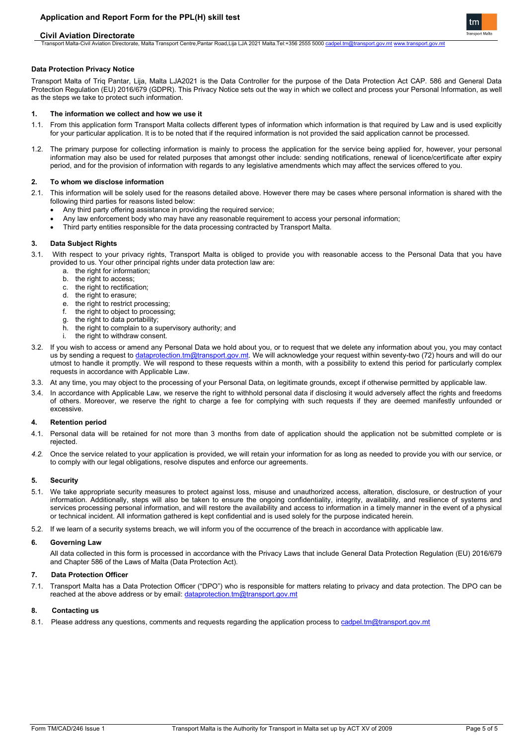## Data Protection Privacy Notice

Transport Malta of Triq Pantar, Lija, Malta LJA2021 is the Data Controller for the purpose of the Data Protection Act CAP. 586 and General Data Protection Regulation (EU) 2016/679 (GDPR). This Privacy Notice sets out the way in which we collect and process your Personal Information, as well as the steps we take to protect such information.

### 1. The information we collect and how we use it

1.1. From this application form Transport Malta collects different types of information which information is that required by Law and is used explicitly for your particular application. It is to be noted that if the required information is not provided the said application cannot be processed.

1.2. The primary purpose for collecting information is mainly to process the application for the service being applied for, however, your personal information may also be used for related purposes that amongst other include: sending notifications, renewal of licence/certificate after expiry period, and for the provision of information with regards to any legislative amendments which may affect the services offered to you.

### 2. To whom we disclose information

2.1. This information will be solely used for the reasons detailed above. However there may be cases where personal information is shared with the following third parties for reasons listed below:

- Any third party offering assistance in providing the required service;
- Any law enforcement body who may have any reasonable requirement to access your personal information;
- Third party entities responsible for the data processing contracted by Transport Malta.

### 3. Data Subject Rights

3.1. With respect to your privacy rights, Transport Malta is obliged to provide you with reasonable access to the Personal Data that you have provided to us. Your other principal rights under data protection law are:

a. the right for information;
b. the right to access;
c. the right to rectification;
d. the right to erasure;
e. the right to restrict processing;
f. the right to object to processing;
g. the right to data portability;
h. the right to complain to a supervisory authority; and
i. the right to withdraw consent.

3.2. If you wish to access or amend any Personal Data we hold about you, or to request that we delete any information about you, you may contact us by sending a request to dataprotection.tm@transport.gov.mt. We will acknowledge your request within seventy-two (72) hours and will do our utmost to handle it promptly. We will respond to these requests within a month, with a possibility to extend this period for particularly complex requests in accordance with Applicable Law.

3.3. At any time, you may object to the processing of your Personal Data, on legitimate grounds, except if otherwise permitted by applicable law.

3.4. In accordance with Applicable Law, we reserve the right to withhold personal data if disclosing it would adversely affect the rights and freedoms of others. Moreover, we reserve the right to charge a fee for complying with such requests if they are deemed manifestly unfounded or excessive.

### 4. Retention period

4.1. Personal data will be retained for not more than 3 months from date of application should the application not be submitted complete or is rejected.

*4.2.* Once the service related to your application is provided, we will retain your information for as long as needed to provide you with our service, or to comply with our legal obligations, resolve disputes and enforce our agreements.

### 5. Security

5.1. We take appropriate security measures to protect against loss, misuse and unauthorized access, alteration, disclosure, or destruction of your information. Additionally, steps will also be taken to ensure the ongoing confidentiality, integrity, availability, and resilience of systems and services processing personal information, and will restore the availability and access to information in a timely manner in the event of a physical or technical incident. All information gathered is kept confidential and is used solely for the purpose indicated herein.

5.2. If we learn of a security systems breach, we will inform you of the occurrence of the breach in accordance with applicable law.

### 6. Governing Law

All data collected in this form is processed in accordance with the Privacy Laws that include General Data Protection Regulation (EU) 2016/679 and Chapter 586 of the Laws of Malta (Data Protection Act).

### 7. Data Protection Officer

7.1. Transport Malta has a Data Protection Officer ("DPO") who is responsible for matters relating to privacy and data protection. The DPO can be reached at the above address or by email: dataprotection.tm@transport.gov.mt

### 8. Contacting us

8.1. Please address any questions, comments and requests regarding the application process to cadpel.tm@transport.gov.mt